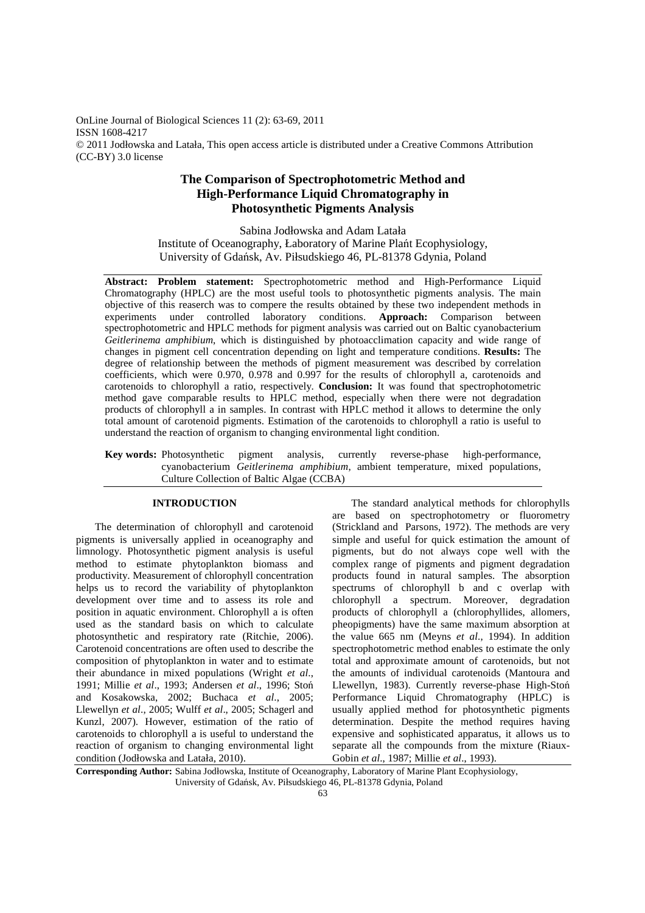OnLine Journal of Biological Sciences 11 (2): 63-69, 2011
ISSN 1608-4217
© 2011 Jodłowska and Latała, This open access article is distributed under a Creative Commons Attribution (CC-BY) 3.0 license

# The Comparison of Spectrophotometric Method and High-Performance Liquid Chromatography in Photosynthetic Pigments Analysis

Sabina Jodłowska and Adam Latała
Institute of Oceanography, Łaboratory of Marine Plańt Ecophysiology,
University of Gdańsk, Av. Piłsudskiego 46, PL-81378 Gdynia, Poland

**Abstract: Problem statement:** Spectrophotometric method and High-Performance Liquid Chromatography (HPLC) are the most useful tools to photosynthetic pigments analysis. The main objective of this reaserch was to compere the results obtained by these two independent methods in experiments under controlled laboratory conditions. **Approach:** Comparison between spectrophotometric and HPLC methods for pigment analysis was carried out on Baltic cyanobacterium *Geitlerinema amphibium*, which is distinguished by photoacclimation capacity and wide range of changes in pigment cell concentration depending on light and temperature conditions. **Results:** The degree of relationship between the methods of pigment measurement was described by correlation coefficients, which were 0.970, 0.978 and 0.997 for the results of chlorophyll a, carotenoids and carotenoids to chlorophyll a ratio, respectively. **Conclusion:** It was found that spectrophotometric method gave comparable results to HPLC method, especially when there were not degradation products of chlorophyll a in samples. In contrast with HPLC method it allows to determine the only total amount of carotenoid pigments. Estimation of the carotenoids to chlorophyll a ratio is useful to understand the reaction of organism to changing environmental light condition.

**Key words:** Photosynthetic pigment analysis, currently reverse-phase high-performance, cyanobacterium *Geitlerinema amphibium*, ambient temperature, mixed populations, Culture Collection of Baltic Algae (CCBA)

## INTRODUCTION

The determination of chlorophyll and carotenoid pigments is universally applied in oceanography and limnology. Photosynthetic pigment analysis is useful method to estimate phytoplankton biomass and productivity. Measurement of chlorophyll concentration helps us to record the variability of phytoplankton development over time and to assess its role and position in aquatic environment. Chlorophyll a is often used as the standard basis on which to calculate photosynthetic and respiratory rate (Ritchie, 2006). Carotenoid concentrations are often used to describe the composition of phytoplankton in water and to estimate their abundance in mixed populations (Wright *et al*., 1991; Millie *et al*., 1993; Andersen *et al*., 1996; Stoń and Kosakowska, 2002; Buchaca *et al*., 2005; Llewellyn *et al*., 2005; Wulff *et al*., 2005; Schagerl and Kunzl, 2007). However, estimation of the ratio of carotenoids to chlorophyll a is useful to understand the reaction of organism to changing environmental light condition (Jodłowska and Latała, 2010).

The standard analytical methods for chlorophylls are based on spectrophotometry or fluorometry (Strickland and Parsons, 1972). The methods are very simple and useful for quick estimation the amount of pigments, but do not always cope well with the complex range of pigments and pigment degradation products found in natural samples. The absorption spectrums of chlorophyll b and c overlap with chlorophyll a spectrum. Moreover, degradation products of chlorophyll a (chlorophyllides, allomers, pheopigments) have the same maximum absorption at the value 665 nm (Meyns *et al*., 1994). In addition spectrophotometric method enables to estimate the only total and approximate amount of carotenoids, but not the amounts of individual carotenoids (Mantoura and Llewellyn, 1983). Currently reverse-phase High-Stoń Performance Liquid Chromatography (HPLC) is usually applied method for photosynthetic pigments determination. Despite the method requires having expensive and sophisticated apparatus, it allows us to separate all the compounds from the mixture (Riaux-Gobin *et al*., 1987; Millie *et al*., 1993).

**Corresponding Author:** Sabina Jodłowska, Institute of Oceanography, Laboratory of Marine Plant Ecophysiology, University of Gdańsk, Av. Piłsudskiego 46, PL-81378 Gdynia, Poland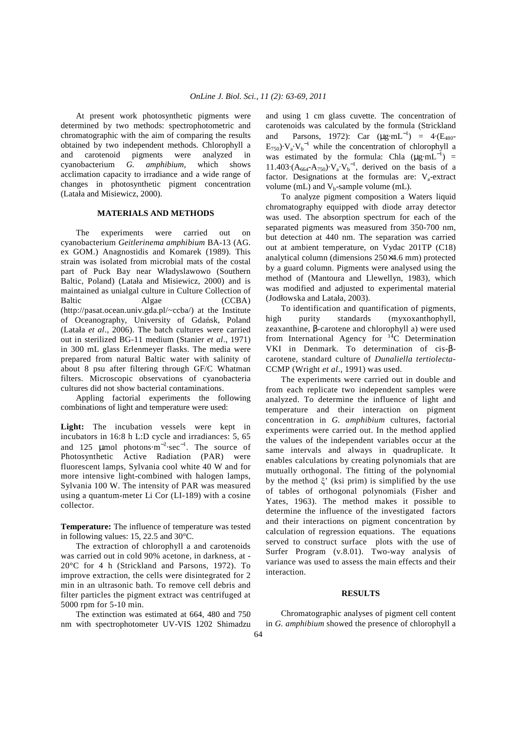At present work photosynthetic pigments were determined by two methods: spectrophotometric and chromatographic with the aim of comparing the results obtained by two independent methods. Chlorophyll a and carotenoid pigments were analyzed in cyanobacterium *G. amphibium*, which shows acclimation capacity to irradiance and a wide range of changes in photosynthetic pigment concentration (Latała and Misiewicz, 2000).

## MATERIALS AND METHODS

The experiments were carried out on cyanobacterium *Geitlerinema amphibium* BA-13 (AG. ex GOM.) Anagnostidis and Komarek (1989). This strain was isolated from microbial mats of the costal part of Puck Bay near Władyslawowo (Southern Baltic, Poland) (Latała and Misiewicz, 2000) and is maintained as unialgal culture in Culture Collection of Baltic Algae (CCBA) (http://pasat.ocean.univ.gda.pl/~ccba/) at the Institute of Oceanography, University of Gdańsk, Poland (Latała *et al*., 2006). The batch cultures were carried out in sterilized BG-11 medium (Stanier *et al*., 1971) in 300 mL glass Erlenmeyer flasks. The media were prepared from natural Baltic water with salinity of about 8 psu after filtering through GF/C Whatman filters. Microscopic observations of cyanobacteria cultures did not show bacterial contaminations.

Appling factorial experiments the following combinations of light and temperature were used:

**Light:** The incubation vessels were kept in incubators in 16:8 h L:D cycle and irradiances: 5, 65 and 125 μmol photons$\cdot m^{-2}\cdot sec^{-1}$. The source of Photosynthetic Active Radiation (PAR) were fluorescent lamps, Sylvania cool white 40 W and for more intensive light-combined with halogen lamps, Sylvania 100 W. The intensity of PAR was measured using a quantum-meter Li Cor (LI-189) with a cosine collector.

**Temperature:** The influence of temperature was tested in following values: 15, 22.5 and 30°C.

The extraction of chlorophyll a and carotenoids was carried out in cold 90% acetone, in darkness, at -20°C for 4 h (Strickland and Parsons, 1972). To improve extraction, the cells were disintegrated for 2 min in an ultrasonic bath. To remove cell debris and filter particles the pigment extract was centrifuged at 5000 rpm for 5-10 min.

The extinction was estimated at 664, 480 and 750 nm with spectrophotometer UV-VIS 1202 Shimadzu and using 1 cm glass cuvette. The concentration of carotenoids was calculated by the formula (Strickland and Parsons, 1972): Car ($\mu g\cdot mL^{-1}$) = $4\cdot(E_{480}-E_{750})\cdot V_a\cdot V_b^{-1}$ while the concentration of chlorophyll a was estimated by the formula: Chla ($\mu g\cdot mL^{-1}$) = $11.403\cdot(A_{664}-A_{750})\cdot V_a\cdot V_b^{-1}$, derived on the basis of a factor. Designations at the formulas are: $V_a$-extract volume (mL) and $V_b$-sample volume (mL).

To analyze pigment composition a Waters liquid chromatography equipped with diode array detector was used. The absorption spectrum for each of the separated pigments was measured from 350-700 nm, but detection at 440 nm. The separation was carried out at ambient temperature, on Vydac 201TP (C18) analytical column (dimensions 250×4.6 mm) protected by a guard column. Pigments were analysed using the method of (Mantoura and Llewellyn, 1983), which was modified and adjusted to experimental material (Jodłowska and Latała, 2003).

To identification and quantification of pigments, high purity standards (myxoxanthophyll, zeaxanthine, β-carotene and chlorophyll a) were used from International Agency for $^{14}C$ Determination VKI in Denmark. To determination of cis-β-carotene, standard culture of *Dunaliella tertiolecta*-CCMP (Wright *et al*., 1991) was used.

The experiments were carried out in double and from each replicate two independent samples were analyzed. To determine the influence of light and temperature and their interaction on pigment concentration in *G. amphibium* cultures, factorial experiments were carried out. In the method applied the values of the independent variables occur at the same intervals and always in quadruplicate. It enables calculations by creating polynomials that are mutually orthogonal. The fitting of the polynomial by the method ξ' (ksi prim) is simplified by the use of tables of orthogonal polynomials (Fisher and Yates, 1963). The method makes it possible to determine the influence of the investigated factors and their interactions on pigment concentration by calculation of regression equations. The equations served to construct surface plots with the use of Surfer Program (v.8.01). Two-way analysis of variance was used to assess the main effects and their interaction.

## RESULTS

Chromatographic analyses of pigment cell content in *G. amphibium* showed the presence of chlorophyll a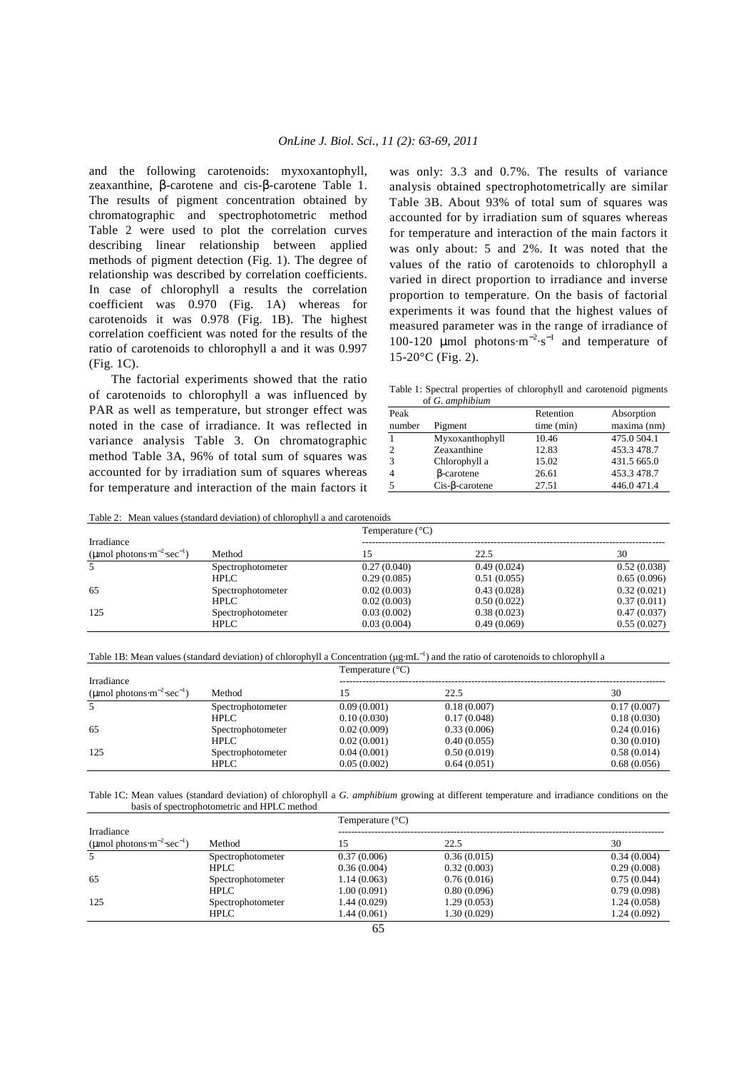and the following carotenoids: myxoxantophyll, zeaxanthine, β-carotene and cis-β-carotene Table 1. The results of pigment concentration obtained by chromatographic and spectrophotometric method Table 2 were used to plot the correlation curves describing linear relationship between applied methods of pigment detection (Fig. 1). The degree of relationship was described by correlation coefficients. In case of chlorophyll a results the correlation coefficient was 0.970 (Fig. 1A) whereas for carotenoids it was 0.978 (Fig. 1B). The highest correlation coefficient was noted for the results of the ratio of carotenoids to chlorophyll a and it was 0.997 (Fig. 1C).

The factorial experiments showed that the ratio of carotenoids to chlorophyll a was influenced by PAR as well as temperature, but stronger effect was noted in the case of irradiance. It was reflected in variance analysis Table 3. On chromatographic method Table 3A, 96% of total sum of squares was accounted for by irradiation sum of squares whereas for temperature and interaction of the main factors it was only: 3.3 and 0.7%. The results of variance analysis obtained spectrophotometrically are similar Table 3B. About 93% of total sum of squares was accounted for by irradiation sum of squares whereas for temperature and interaction of the main factors it was only about: 5 and 2%. It was noted that the values of the ratio of carotenoids to chlorophyll a varied in direct proportion to irradiance and inverse proportion to temperature. On the basis of factorial experiments it was found that the highest values of measured parameter was in the range of irradiance of 100-120 μmol photons$\cdot m^{-2}\cdot s^{-1}$ and temperature of 15-20°C (Fig. 2).

Table 1: Spectral properties of chlorophyll and carotenoid pigments of *G. amphibium*

| Peak number | Pigment | Retention time (min) | Absorption maxima (nm) |
|---|---|---|---|
| 1 | Myxoxanthophyll | 10.46 | 475.0 504.1 |
| 2 | Zeaxanthine | 12.83 | 453.3 478.7 |
| 3 | Chlorophyll a | 15.02 | 431.5 665.0 |
| 4 | β-carotene | 26.61 | 453.3 478.7 |
| 5 | Cis-β-carotene | 27.51 | 446.0 471.4 |

Table 2: Mean values (standard deviation) of chlorophyll a and carotenoids

| Irradiance (μmol photons$\cdot m^{-2}\cdot sec^{-1}$) | Method | Temperature (°C) 15 | 22.5 | 30 |
|---|---|---|---|---|
| 5 | Spectrophotometer | 0.27 (0.040) | 0.49 (0.024) | 0.52 (0.038) |
| | HPLC | 0.29 (0.085) | 0.51 (0.055) | 0.65 (0.096) |
| 65 | Spectrophotometer | 0.02 (0.003) | 0.43 (0.028) | 0.32 (0.021) |
| | HPLC | 0.02 (0.003) | 0.50 (0.022) | 0.37 (0.011) |
| 125 | Spectrophotometer | 0.03 (0.002) | 0.38 (0.023) | 0.47 (0.037) |
| | HPLC | 0.03 (0.004) | 0.49 (0.069) | 0.55 (0.027) |

Table 1B: Mean values (standard deviation) of chlorophyll a Concentration (μg$\cdot mL^{-1}$) and the ratio of carotenoids to chlorophyll a

| Irradiance (μmol photons$\cdot m^{-2}\cdot sec^{-1}$) | Method | Temperature (°C) 15 | 22.5 | 30 |
|---|---|---|---|---|
| 5 | Spectrophotometer | 0.09 (0.001) | 0.18 (0.007) | 0.17 (0.007) |
| | HPLC | 0.10 (0.030) | 0.17 (0.048) | 0.18 (0.030) |
| 65 | Spectrophotometer | 0.02 (0.009) | 0.33 (0.006) | 0.24 (0.016) |
| | HPLC | 0.02 (0.001) | 0.40 (0.055) | 0.30 (0.010) |
| 125 | Spectrophotometer | 0.04 (0.001) | 0.50 (0.019) | 0.58 (0.014) |
| | HPLC | 0.05 (0.002) | 0.64 (0.051) | 0.68 (0.056) |

Table 1C: Mean values (standard deviation) of chlorophyll a *G. amphibium* growing at different temperature and irradiance conditions on the basis of spectrophotometric and HPLC method

| Irradiance (μmol photons$\cdot m^{-2}\cdot sec^{-1}$) | Method | Temperature (°C) 15 | 22.5 | 30 |
|---|---|---|---|---|
| 5 | Spectrophotometer | 0.37 (0.006) | 0.36 (0.015) | 0.34 (0.004) |
| | HPLC | 0.36 (0.004) | 0.32 (0.003) | 0.29 (0.008) |
| 65 | Spectrophotometer | 1.14 (0.063) | 0.76 (0.016) | 0.75 (0.044) |
| | HPLC | 1.00 (0.091) | 0.80 (0.096) | 0.79 (0.098) |
| 125 | Spectrophotometer | 1.44 (0.029) | 1.29 (0.053) | 1.24 (0.058) |
| | HPLC | 1.44 (0.061) | 1.30 (0.029) | 1.24 (0.092) |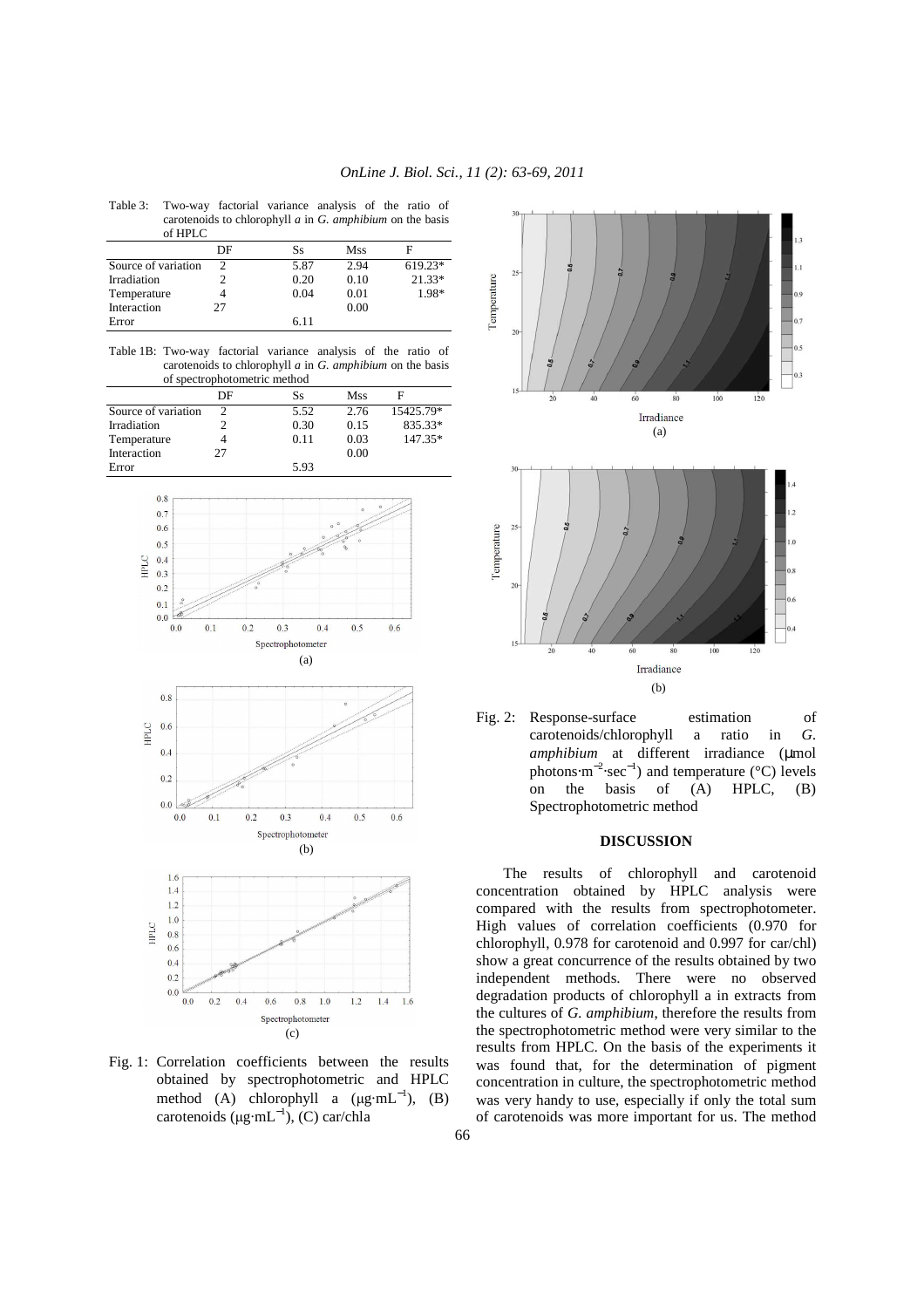Table 3: Two-way factorial variance analysis of the ratio of carotenoids to chlorophyll *a* in *G. amphibium* on the basis of HPLC

| | DF | Ss | Mss | F |
|---|---|---|---|---|
| Source of variation | 2 | 5.87 | 2.94 | 619.23* |
| Irradiation | 2 | 0.20 | 0.10 | 21.33* |
| Temperature | 4 | 0.04 | 0.01 | 1.98* |
| Interaction | 27 | | 0.00 | |
| Error | | 6.11 | | |

Table 1B: Two-way factorial variance analysis of the ratio of carotenoids to chlorophyll *a* in *G. amphibium* on the basis of spectrophotometric method

| | DF | Ss | Mss | F |
|---|---|---|---|---|
| Source of variation | 2 | 5.52 | 2.76 | 15425.79* |
| Irradiation | 2 | 0.30 | 0.15 | 835.33* |
| Temperature | 4 | 0.11 | 0.03 | 147.35* |
| Interaction | 27 | | 0.00 | |
| Error | | 5.93 | | |

Fig. 1: Correlation coefficients between the results obtained by spectrophotometric and HPLC method (A) chlorophyll a ($\mu g \cdot mL^{-1}$), (B) carotenoids ($\mu g \cdot mL^{-1}$), (C) car/chla

Fig. 2: Response-surface estimation of carotenoids/chlorophyll a ratio in *G. amphibium* at different irradiance ($\mu$mol photons$\cdot m^{-2} \cdot sec^{-1}$) and temperature (°C) levels on the basis of (A) HPLC, (B) Spectrophotometric method

## DISCUSSION

The results of chlorophyll and carotenoid concentration obtained by HPLC analysis were compared with the results from spectrophotometer. High values of correlation coefficients (0.970 for chlorophyll, 0.978 for carotenoid and 0.997 for car/chl) show a great concurrence of the results obtained by two independent methods. There were no observed degradation products of chlorophyll a in extracts from the cultures of *G. amphibium*, therefore the results from the spectrophotometric method were very similar to the results from HPLC. On the basis of the experiments it was found that, for the determination of pigment concentration in culture, the spectrophotometric method was very handy to use, especially if only the total sum of carotenoids was more important for us. The method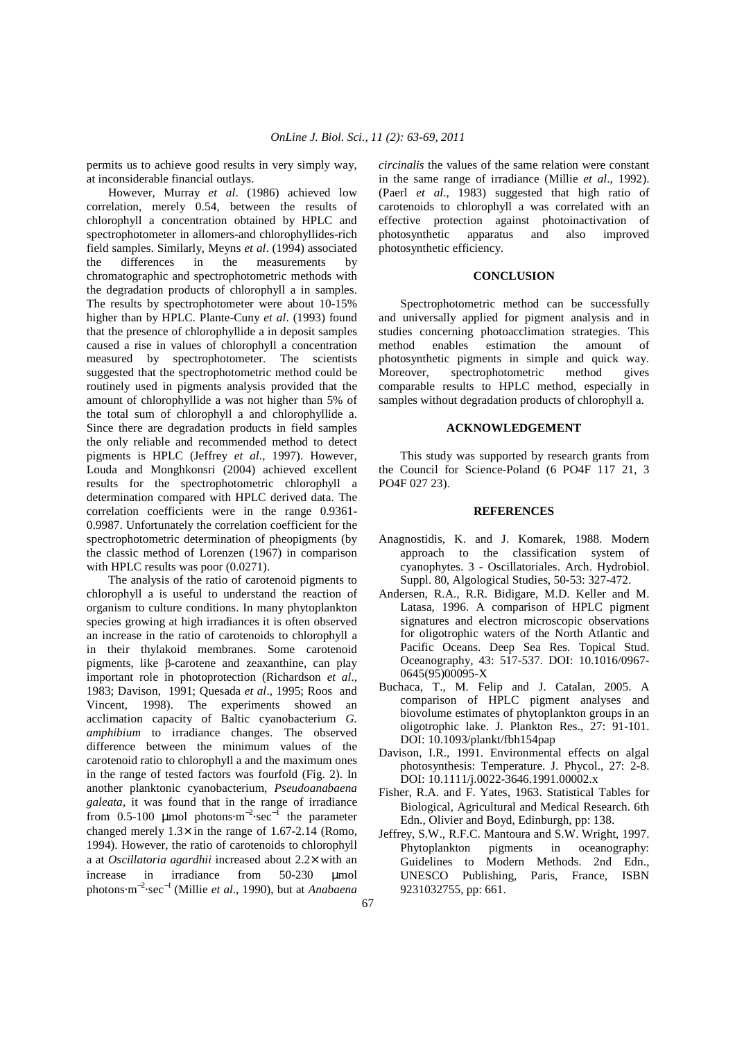permits us to achieve good results in very simply way, at inconsiderable financial outlays.

However, Murray *et al*. (1986) achieved low correlation, merely 0.54, between the results of chlorophyll a concentration obtained by HPLC and spectrophotometer in allomers-and chlorophyllides-rich field samples. Similarly, Meyns *et al*. (1994) associated the differences in the measurements by chromatographic and spectrophotometric methods with the degradation products of chlorophyll a in samples. The results by spectrophotometer were about 10-15% higher than by HPLC. Plante-Cuny *et al*. (1993) found that the presence of chlorophyllide a in deposit samples caused a rise in values of chlorophyll a concentration measured by spectrophotometer. The scientists suggested that the spectrophotometric method could be routinely used in pigments analysis provided that the amount of chlorophyllide a was not higher than 5% of the total sum of chlorophyll a and chlorophyllide a. Since there are degradation products in field samples the only reliable and recommended method to detect pigments is HPLC (Jeffrey *et al*., 1997). However, Louda and Monghkonsri (2004) achieved excellent results for the spectrophotometric chlorophyll a determination compared with HPLC derived data. The correlation coefficients were in the range 0.9361-0.9987. Unfortunately the correlation coefficient for the spectrophotometric determination of pheopigments (by the classic method of Lorenzen (1967) in comparison with HPLC results was poor (0.0271).

The analysis of the ratio of carotenoid pigments to chlorophyll a is useful to understand the reaction of organism to culture conditions. In many phytoplankton species growing at high irradiances it is often observed an increase in the ratio of carotenoids to chlorophyll a in their thylakoid membranes. Some carotenoid pigments, like β-carotene and zeaxanthine, can play important role in photoprotection (Richardson *et al*., 1983; Davison, 1991; Quesada *et al*., 1995; Roos and Vincent, 1998). The experiments showed an acclimation capacity of Baltic cyanobacterium *G. amphibium* to irradiance changes. The observed difference between the minimum values of the carotenoid ratio to chlorophyll a and the maximum ones in the range of tested factors was fourfold (Fig. 2). In another planktonic cyanobacterium, *Pseudoanabaena galeata*, it was found that in the range of irradiance from 0.5-100 μmol photons·$m^{-2}$·$sec^{-1}$ the parameter changed merely 1.3× in the range of 1.67-2.14 (Romo, 1994). However, the ratio of carotenoids to chlorophyll a at *Oscillatoria agardhii* increased about 2.2× with an increase in irradiance from 50-230 μmol photons·$m^{-2}$·$sec^{-1}$ (Millie *et al*., 1990), but at *Anabaena circinalis* the values of the same relation were constant in the same range of irradiance (Millie *et al*., 1992). (Paerl *et al*., 1983) suggested that high ratio of carotenoids to chlorophyll a was correlated with an effective protection against photoinactivation of photosynthetic apparatus and also improved photosynthetic efficiency.

## CONCLUSION

Spectrophotometric method can be successfully and universally applied for pigment analysis and in studies concerning photoacclimation strategies. This method enables estimation the amount of photosynthetic pigments in simple and quick way. Moreover, spectrophotometric method gives comparable results to HPLC method, especially in samples without degradation products of chlorophyll a.

## ACKNOWLEDGEMENT

This study was supported by research grants from the Council for Science-Poland (6 PO4F 117 21, 3 PO4F 027 23).

## REFERENCES

Anagnostidis, K. and J. Komarek, 1988. Modern approach to the classification system of cyanophytes. 3 - Oscillatoriales. Arch. Hydrobiol. Suppl. 80, Algological Studies, 50-53: 327-472.

Andersen, R.A., R.R. Bidigare, M.D. Keller and M. Latasa, 1996. A comparison of HPLC pigment signatures and electron microscopic observations for oligotrophic waters of the North Atlantic and Pacific Oceans. Deep Sea Res. Topical Stud. Oceanography, 43: 517-537. DOI: 10.1016/0967-0645(95)00095-X

Buchaca, T., M. Felip and J. Catalan, 2005. A comparison of HPLC pigment analyses and biovolume estimates of phytoplankton groups in an oligotrophic lake. J. Plankton Res., 27: 91-101. DOI: 10.1093/plankt/fbh154pap

Davison, I.R., 1991. Environmental effects on algal photosynthesis: Temperature. J. Phycol., 27: 2-8. DOI: 10.1111/j.0022-3646.1991.00002.x

Fisher, R.A. and F. Yates, 1963. Statistical Tables for Biological, Agricultural and Medical Research. 6th Edn., Olivier and Boyd, Edinburgh, pp: 138.

Jeffrey, S.W., R.F.C. Mantoura and S.W. Wright, 1997. Phytoplankton pigments in oceanography: Guidelines to Modern Methods. 2nd Edn., UNESCO Publishing, Paris, France, ISBN 9231032755, pp: 661.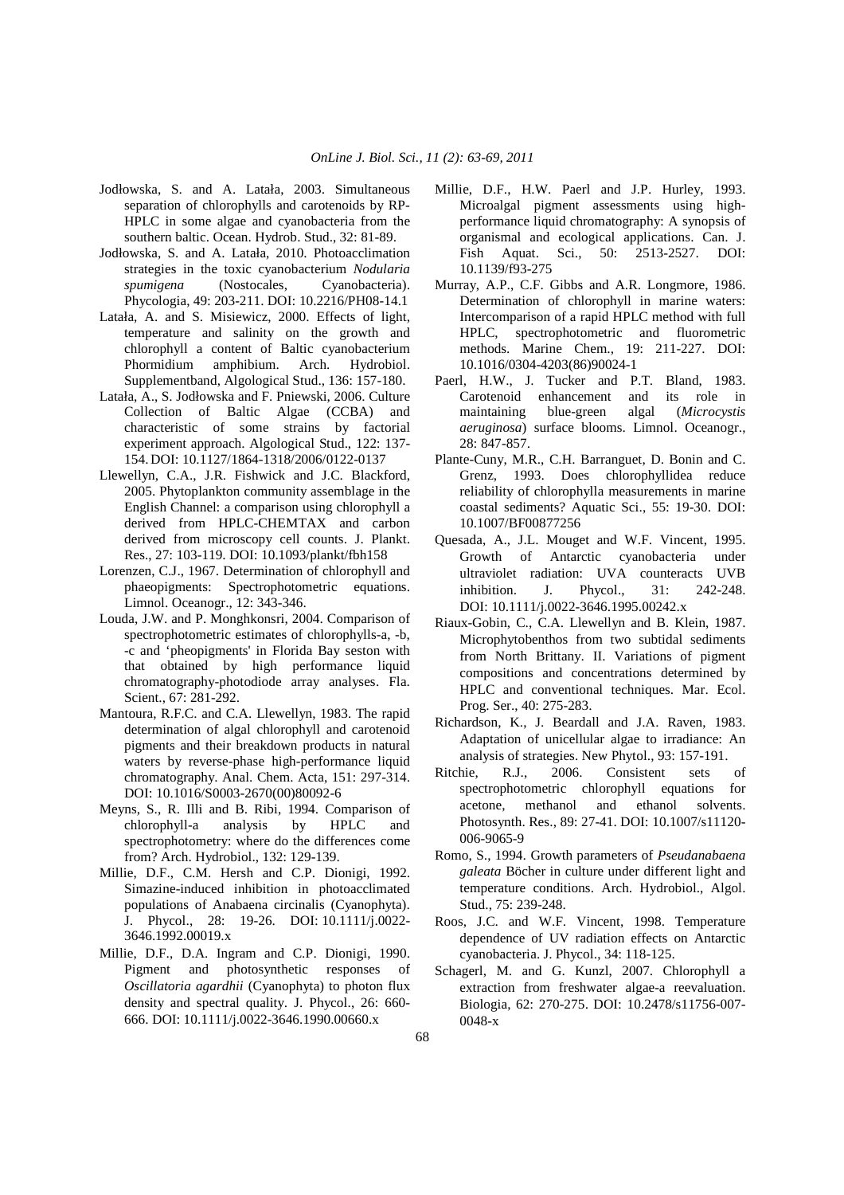Jodłowska, S. and A. Latała, 2003. Simultaneous separation of chlorophylls and carotenoids by RP-HPLC in some algae and cyanobacteria from the southern baltic. Ocean. Hydrob. Stud., 32: 81-89.

Jodłowska, S. and A. Latała, 2010. Photoacclimation strategies in the toxic cyanobacterium *Nodularia spumigena* (Nostocales, Cyanobacteria). Phycologia, 49: 203-211. DOI: 10.2216/PH08-14.1

Latała, A. and S. Misiewicz, 2000. Effects of light, temperature and salinity on the growth and chlorophyll a content of Baltic cyanobacterium Phormidium amphibium. Arch. Hydrobiol. Supplementband, Algological Stud., 136: 157-180.

Latała, A., S. Jodłowska and F. Pniewski, 2006. Culture Collection of Baltic Algae (CCBA) and characteristic of some strains by factorial experiment approach. Algological Stud., 122: 137-154. DOI: 10.1127/1864-1318/2006/0122-0137

Llewellyn, C.A., J.R. Fishwick and J.C. Blackford, 2005. Phytoplankton community assemblage in the English Channel: a comparison using chlorophyll a derived from HPLC-CHEMTAX and carbon derived from microscopy cell counts. J. Plankt. Res., 27: 103-119. DOI: 10.1093/plankt/fbh158

Lorenzen, C.J., 1967. Determination of chlorophyll and phaeopigments: Spectrophotometric equations. Limnol. Oceanogr., 12: 343-346.

Louda, J.W. and P. Monghkonsri, 2004. Comparison of spectrophotometric estimates of chlorophylls-a, -b, -c and 'pheopigments' in Florida Bay seston with that obtained by high performance liquid chromatography-photodiode array analyses. Fla. Scient., 67: 281-292.

Mantoura, R.F.C. and C.A. Llewellyn, 1983. The rapid determination of algal chlorophyll and carotenoid pigments and their breakdown products in natural waters by reverse-phase high-performance liquid chromatography. Anal. Chem. Acta, 151: 297-314. DOI: 10.1016/S0003-2670(00)80092-6

Meyns, S., R. Illi and B. Ribi, 1994. Comparison of chlorophyll-a analysis by HPLC and spectrophotometry: where do the differences come from? Arch. Hydrobiol., 132: 129-139.

Millie, D.F., C.M. Hersh and C.P. Dionigi, 1992. Simazine-induced inhibition in photoacclimated populations of Anabaena circinalis (Cyanophyta). J. Phycol., 28: 19-26. DOI: 10.1111/j.0022-3646.1992.00019.x

Millie, D.F., D.A. Ingram and C.P. Dionigi, 1990. Pigment and photosynthetic responses of *Oscillatoria agardhii* (Cyanophyta) to photon flux density and spectral quality. J. Phycol., 26: 660-666. DOI: 10.1111/j.0022-3646.1990.00660.x

Millie, D.F., H.W. Paerl and J.P. Hurley, 1993. Microalgal pigment assessments using high-performance liquid chromatography: A synopsis of organismal and ecological applications. Can. J. Fish Aquat. Sci., 50: 2513-2527. DOI: 10.1139/f93-275

Murray, A.P., C.F. Gibbs and A.R. Longmore, 1986. Determination of chlorophyll in marine waters: Intercomparison of a rapid HPLC method with full HPLC, spectrophotometric and fluorometric methods. Marine Chem., 19: 211-227. DOI: 10.1016/0304-4203(86)90024-1

Paerl, H.W., J. Tucker and P.T. Bland, 1983. Carotenoid enhancement and its role in maintaining blue-green algal (*Microcystis aeruginosa*) surface blooms. Limnol. Oceanogr., 28: 847-857.

Plante-Cuny, M.R., C.H. Barranguet, D. Bonin and C. Grenz, 1993. Does chlorophyllidea reduce reliability of chlorophylla measurements in marine coastal sediments? Aquatic Sci., 55: 19-30. DOI: 10.1007/BF00877256

Quesada, A., J.L. Mouget and W.F. Vincent, 1995. Growth of Antarctic cyanobacteria under ultraviolet radiation: UVA counteracts UVB inhibition. J. Phycol., 31: 242-248. DOI: 10.1111/j.0022-3646.1995.00242.x

Riaux-Gobin, C., C.A. Llewellyn and B. Klein, 1987. Microphytobenthos from two subtidal sediments from North Brittany. II. Variations of pigment compositions and concentrations determined by HPLC and conventional techniques. Mar. Ecol. Prog. Ser., 40: 275-283.

Richardson, K., J. Beardall and J.A. Raven, 1983. Adaptation of unicellular algae to irradiance: An analysis of strategies. New Phytol., 93: 157-191.

Ritchie, R.J., 2006. Consistent sets of spectrophotometric chlorophyll equations for acetone, methanol and ethanol solvents. Photosynth. Res., 89: 27-41. DOI: 10.1007/s11120-006-9065-9

Romo, S., 1994. Growth parameters of *Pseudanabaena galeata* Böcher in culture under different light and temperature conditions. Arch. Hydrobiol., Algol. Stud., 75: 239-248.

Roos, J.C. and W.F. Vincent, 1998. Temperature dependence of UV radiation effects on Antarctic cyanobacteria. J. Phycol., 34: 118-125.

Schagerl, M. and G. Kunzl, 2007. Chlorophyll a extraction from freshwater algae-a reevaluation. Biologia, 62: 270-275. DOI: 10.2478/s11756-007-0048-x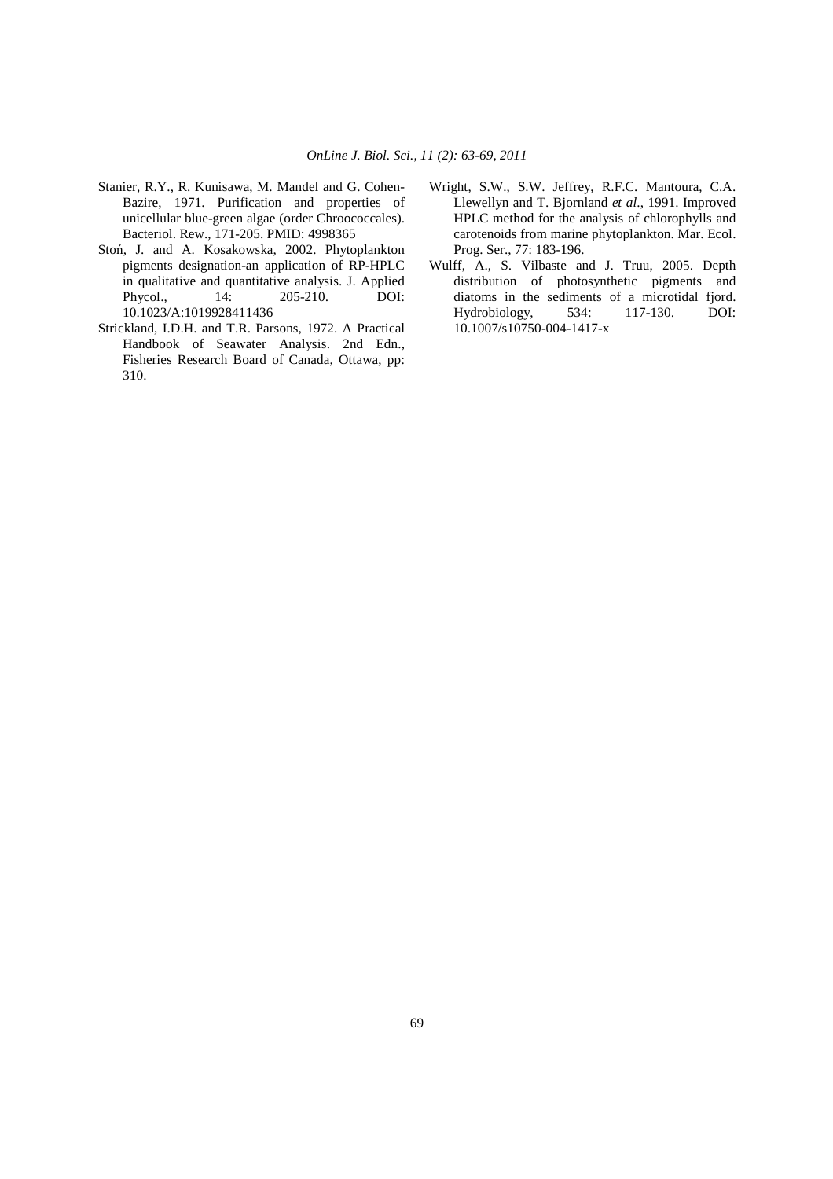Stanier, R.Y., R. Kunisawa, M. Mandel and G. Cohen-Bazire, 1971. Purification and properties of unicellular blue-green algae (order Chroococcales). Bacteriol. Rew., 171-205. PMID: 4998365

Stoń, J. and A. Kosakowska, 2002. Phytoplankton pigments designation-an application of RP-HPLC in qualitative and quantitative analysis. J. Applied Phycol., 14: 205-210. DOI: 10.1023/A:1019928411436

Strickland, I.D.H. and T.R. Parsons, 1972. A Practical Handbook of Seawater Analysis. 2nd Edn., Fisheries Research Board of Canada, Ottawa, pp: 310.

Wright, S.W., S.W. Jeffrey, R.F.C. Mantoura, C.A. Llewellyn and T. Bjornland *et al*., 1991. Improved HPLC method for the analysis of chlorophylls and carotenoids from marine phytoplankton. Mar. Ecol. Prog. Ser., 77: 183-196.

Wulff, A., S. Vilbaste and J. Truu, 2005. Depth distribution of photosynthetic pigments and diatoms in the sediments of a microtidal fjord. Hydrobiology, 534: 117-130. DOI: 10.1007/s10750-004-1417-x